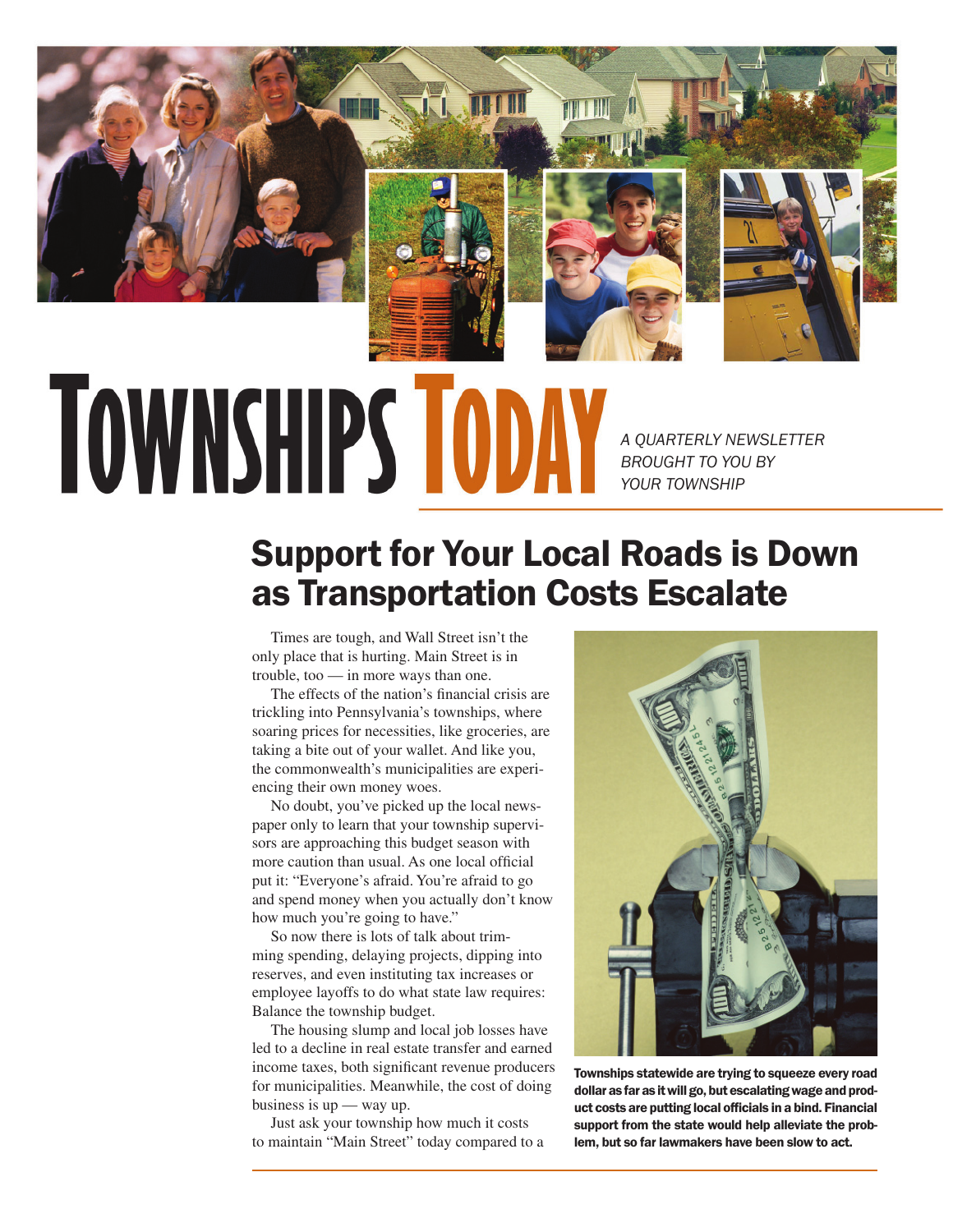# TOWNSHIPS TODAY

*A QUARTERLY NEWSLETTER BROUGHT TO YOU BY YOUR TOWNSHIP*

## Support for Your Local Roads is Down as Transportation Costs Escalate

Times are tough, and Wall Street isn't the only place that is hurting. Main Street is in trouble, too — in more ways than one.

The effects of the nation's financial crisis are trickling into Pennsylvania's townships, where soaring prices for necessities, like groceries, are taking a bite out of your wallet. And like you, the commonwealth's municipalities are experiencing their own money woes.

No doubt, you've picked up the local newspaper only to learn that your township supervisors are approaching this budget season with more caution than usual. As one local official put it: "Everyone's afraid. You're afraid to go and spend money when you actually don't know how much you're going to have."

So now there is lots of talk about trimming spending, delaying projects, dipping into reserves, and even instituting tax increases or employee layoffs to do what state law requires: Balance the township budget.

The housing slump and local job losses have led to a decline in real estate transfer and earned income taxes, both significant revenue producers for municipalities. Meanwhile, the cost of doing business is up — way up.

Just ask your township how much it costs to maintain "Main Street" today compared to a

**Townships statewide are trying to squeeze every road dollar as far as it will go, but escalating wage and product costs are putting local officials in a bind. Financial support from the state would help alleviate the problem, but so far lawmakers have been slow to act.**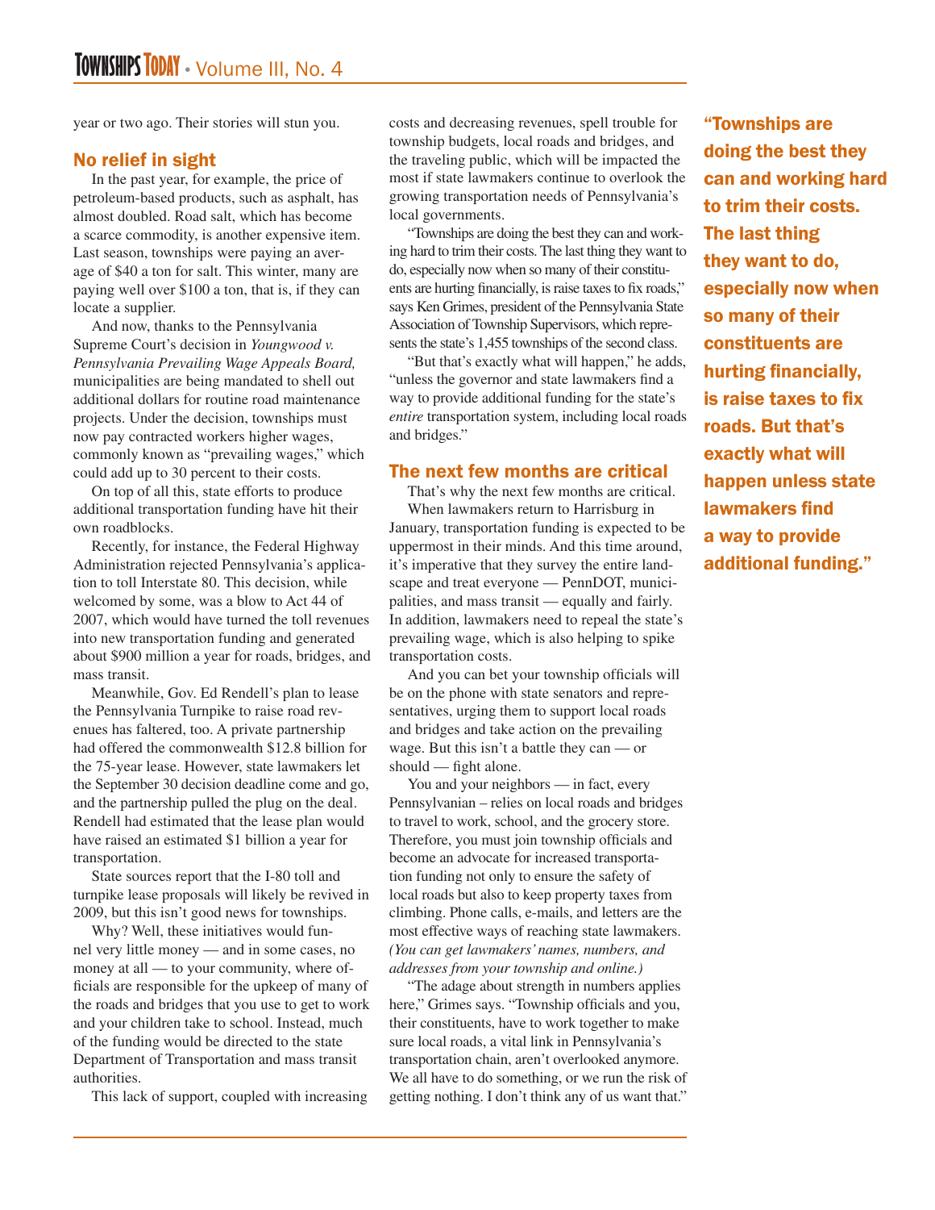year or two ago. Their stories will stun you.

## No relief in sight

In the past year, for example, the price of petroleum-based products, such as asphalt, has almost doubled. Road salt, which has become a scarce commodity, is another expensive item. Last season, townships were paying an average of $40 a ton for salt. This winter, many are paying well over $100 a ton, that is, if they can locate a supplier.

And now, thanks to the Pennsylvania Supreme Court's decision in *Youngwood v. Pennsylvania Prevailing Wage Appeals Board,* municipalities are being mandated to shell out additional dollars for routine road maintenance projects. Under the decision, townships must now pay contracted workers higher wages, commonly known as "prevailing wages," which could add up to 30 percent to their costs.

On top of all this, state efforts to produce additional transportation funding have hit their own roadblocks.

Recently, for instance, the Federal Highway Administration rejected Pennsylvania's application to toll Interstate 80. This decision, while welcomed by some, was a blow to Act 44 of 2007, which would have turned the toll revenues into new transportation funding and generated about $900 million a year for roads, bridges, and mass transit.

Meanwhile, Gov. Ed Rendell's plan to lease the Pennsylvania Turnpike to raise road revenues has faltered, too. A private partnership had offered the commonwealth $12.8 billion for the 75-year lease. However, state lawmakers let the September 30 decision deadline come and go, and the partnership pulled the plug on the deal. Rendell had estimated that the lease plan would have raised an estimated $1 billion a year for transportation.

State sources report that the I-80 toll and turnpike lease proposals will likely be revived in 2009, but this isn't good news for townships.

Why? Well, these initiatives would funnel very little money — and in some cases, no money at all — to your community, where officials are responsible for the upkeep of many of the roads and bridges that you use to get to work and your children take to school. Instead, much of the funding would be directed to the state Department of Transportation and mass transit authorities.

This lack of support, coupled with increasing costs and decreasing revenues, spell trouble for township budgets, local roads and bridges, and the traveling public, which will be impacted the most if state lawmakers continue to overlook the growing transportation needs of Pennsylvania's local governments.

"Townships are doing the best they can and working hard to trim their costs. The last thing they want to do, especially now when so many of their constituents are hurting financially, is raise taxes to fix roads," says Ken Grimes, president of the Pennsylvania State Association of Township Supervisors, which represents the state's 1,455 townships of the second class.

"But that's exactly what will happen," he adds, "unless the governor and state lawmakers find a way to provide additional funding for the state's *entire* transportation system, including local roads and bridges."

## The next few months are critical

That's why the next few months are critical.

When lawmakers return to Harrisburg in January, transportation funding is expected to be uppermost in their minds. And this time around, it's imperative that they survey the entire landscape and treat everyone — PennDOT, municipalities, and mass transit — equally and fairly. In addition, lawmakers need to repeal the state's prevailing wage, which is also helping to spike transportation costs.

And you can bet your township officials will be on the phone with state senators and representatives, urging them to support local roads and bridges and take action on the prevailing wage. But this isn't a battle they can — or should — fight alone.

You and your neighbors — in fact, every Pennsylvanian – relies on local roads and bridges to travel to work, school, and the grocery store. Therefore, you must join township officials and become an advocate for increased transportation funding not only to ensure the safety of local roads but also to keep property taxes from climbing. Phone calls, e-mails, and letters are the most effective ways of reaching state lawmakers. *(You can get lawmakers' names, numbers, and addresses from your township and online.)*

"The adage about strength in numbers applies here," Grimes says. "Township officials and you, their constituents, have to work together to make sure local roads, a vital link in Pennsylvania's transportation chain, aren't overlooked anymore. We all have to do something, or we run the risk of getting nothing. I don't think any of us want that."

**"Townships are doing the best they can and working hard to trim their costs. The last thing they want to do, especially now when so many of their constituents are hurting financially, is raise taxes to fix roads. But that's exactly what will happen unless state lawmakers find a way to provide additional funding."**